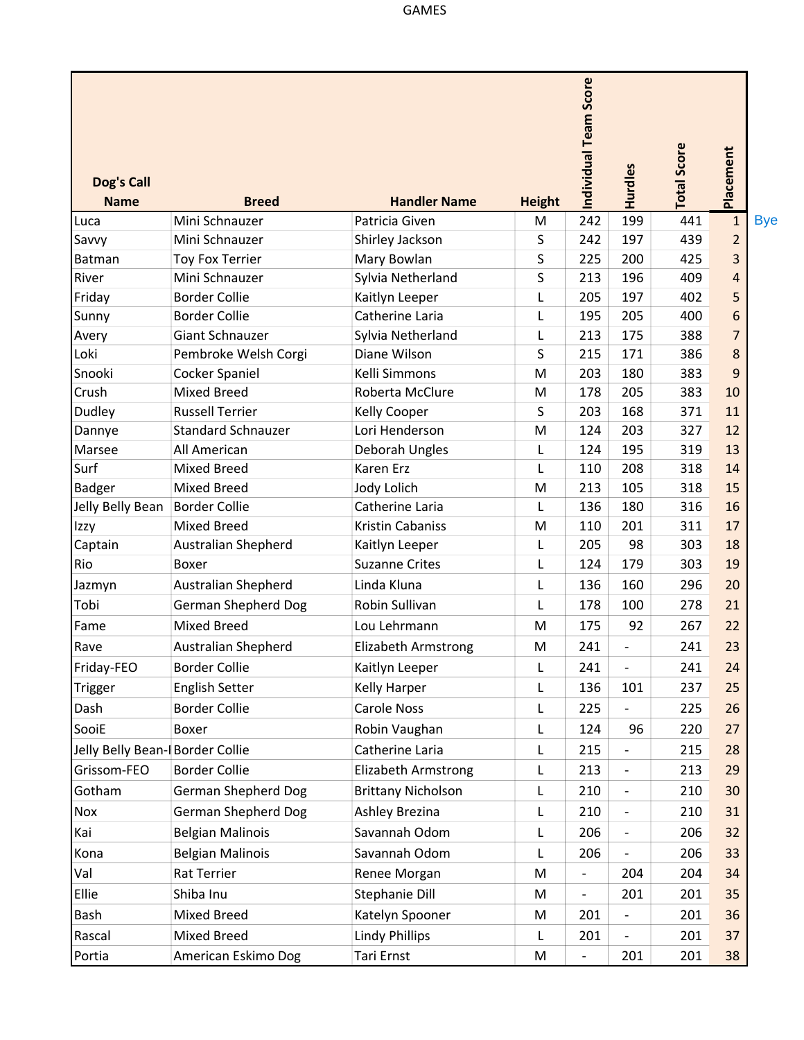GAMES

| Dog's Call Name | Breed | Handler Name | Height | Individual Team Score | Hurdles | Total Score | Placement | |
|---|---|---|---|---|---|---|---|---|
| Luca | Mini Schnauzer | Patricia Given | M | 242 | 199 | 441 | 1 | Bye |
| Savvy | Mini Schnauzer | Shirley Jackson | S | 242 | 197 | 439 | 2 | |
| Batman | Toy Fox Terrier | Mary Bowlan | S | 225 | 200 | 425 | 3 | |
| River | Mini Schnauzer | Sylvia Netherland | S | 213 | 196 | 409 | 4 | |
| Friday | Border Collie | Kaitlyn Leeper | L | 205 | 197 | 402 | 5 | |
| Sunny | Border Collie | Catherine Laria | L | 195 | 205 | 400 | 6 | |
| Avery | Giant Schnauzer | Sylvia Netherland | L | 213 | 175 | 388 | 7 | |
| Loki | Pembroke Welsh Corgi | Diane Wilson | S | 215 | 171 | 386 | 8 | |
| Snooki | Cocker Spaniel | Kelli Simmons | M | 203 | 180 | 383 | 9 | |
| Crush | Mixed Breed | Roberta McClure | M | 178 | 205 | 383 | 10 | |
| Dudley | Russell Terrier | Kelly Cooper | S | 203 | 168 | 371 | 11 | |
| Dannye | Standard Schnauzer | Lori Henderson | M | 124 | 203 | 327 | 12 | |
| Marsee | All American | Deborah Ungles | L | 124 | 195 | 319 | 13 | |
| Surf | Mixed Breed | Karen Erz | L | 110 | 208 | 318 | 14 | |
| Badger | Mixed Breed | Jody Lolich | M | 213 | 105 | 318 | 15 | |
| Jelly Belly Bean | Border Collie | Catherine Laria | L | 136 | 180 | 316 | 16 | |
| Izzy | Mixed Breed | Kristin Cabaniss | M | 110 | 201 | 311 | 17 | |
| Captain | Australian Shepherd | Kaitlyn Leeper | L | 205 | 98 | 303 | 18 | |
| Rio | Boxer | Suzanne Crites | L | 124 | 179 | 303 | 19 | |
| Jazmyn | Australian Shepherd | Linda Kluna | L | 136 | 160 | 296 | 20 | |
| Tobi | German Shepherd Dog | Robin Sullivan | L | 178 | 100 | 278 | 21 | |
| Fame | Mixed Breed | Lou Lehrmann | M | 175 | 92 | 267 | 22 | |
| Rave | Australian Shepherd | Elizabeth Armstrong | M | 241 | - | 241 | 23 | |
| Friday-FEO | Border Collie | Kaitlyn Leeper | L | 241 | - | 241 | 24 | |
| Trigger | English Setter | Kelly Harper | L | 136 | 101 | 237 | 25 | |
| Dash | Border Collie | Carole Noss | L | 225 | - | 225 | 26 | |
| SooiE | Boxer | Robin Vaughan | L | 124 | 96 | 220 | 27 | |
| Jelly Belly Bean-I | Border Collie | Catherine Laria | L | 215 | - | 215 | 28 | |
| Grissom-FEO | Border Collie | Elizabeth Armstrong | L | 213 | - | 213 | 29 | |
| Gotham | German Shepherd Dog | Brittany Nicholson | L | 210 | - | 210 | 30 | |
| Nox | German Shepherd Dog | Ashley Brezina | L | 210 | - | 210 | 31 | |
| Kai | Belgian Malinois | Savannah Odom | L | 206 | - | 206 | 32 | |
| Kona | Belgian Malinois | Savannah Odom | L | 206 | - | 206 | 33 | |
| Val | Rat Terrier | Renee Morgan | M | - | 204 | 204 | 34 | |
| Ellie | Shiba Inu | Stephanie Dill | M | - | 201 | 201 | 35 | |
| Bash | Mixed Breed | Katelyn Spooner | M | 201 | - | 201 | 36 | |
| Rascal | Mixed Breed | Lindy Phillips | L | 201 | - | 201 | 37 | |
| Portia | American Eskimo Dog | Tari Ernst | M | - | 201 | 201 | 38 | |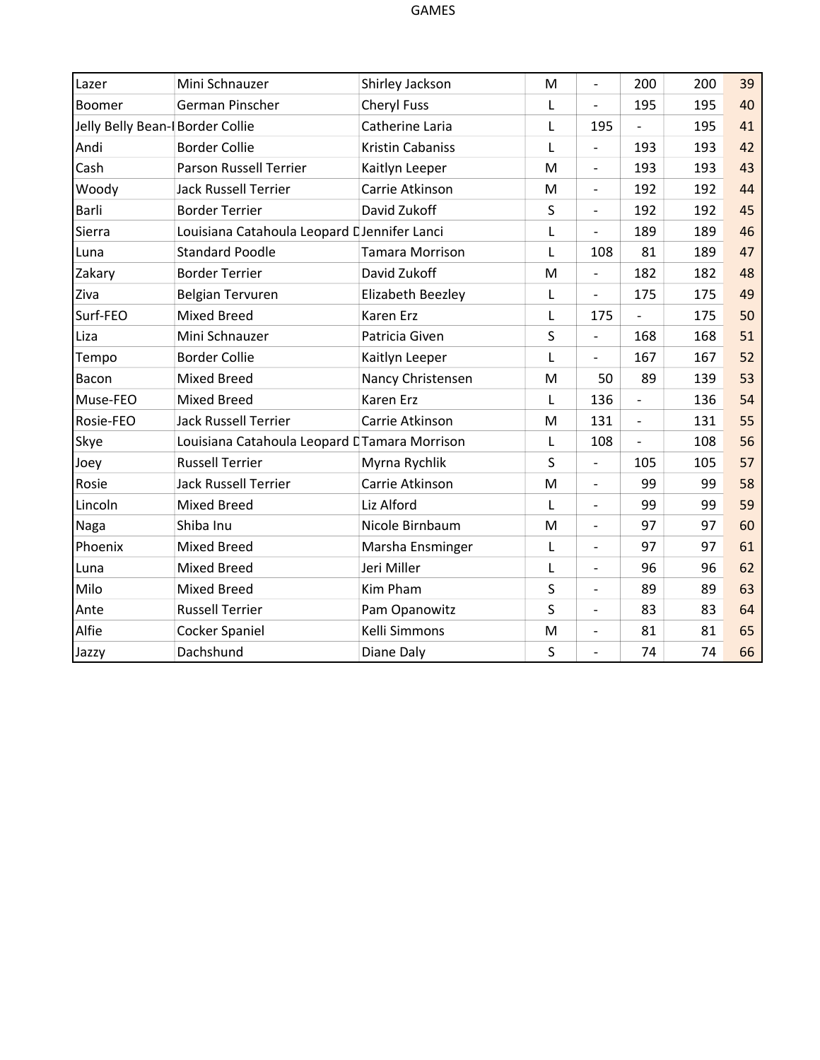GAMES

| | | | | | | | |
|---|---|---|---|---|---|---|---|
| Lazer | Mini Schnauzer | Shirley Jackson | M | - | 200 | 200 | 39 |
| Boomer | German Pinscher | Cheryl Fuss | L | - | 195 | 195 | 40 |
| Jelly Belly Bean-I | Border Collie | Catherine Laria | L | 195 | - | 195 | 41 |
| Andi | Border Collie | Kristin Cabaniss | L | - | 193 | 193 | 42 |
| Cash | Parson Russell Terrier | Kaitlyn Leeper | M | - | 193 | 193 | 43 |
| Woody | Jack Russell Terrier | Carrie Atkinson | M | - | 192 | 192 | 44 |
| Barli | Border Terrier | David Zukoff | S | - | 192 | 192 | 45 |
| Sierra | Louisiana Catahoula Leopard D | Jennifer Lanci | L | - | 189 | 189 | 46 |
| Luna | Standard Poodle | Tamara Morrison | L | 108 | 81 | 189 | 47 |
| Zakary | Border Terrier | David Zukoff | M | - | 182 | 182 | 48 |
| Ziva | Belgian Tervuren | Elizabeth Beezley | L | - | 175 | 175 | 49 |
| Surf-FEO | Mixed Breed | Karen Erz | L | 175 | - | 175 | 50 |
| Liza | Mini Schnauzer | Patricia Given | S | - | 168 | 168 | 51 |
| Tempo | Border Collie | Kaitlyn Leeper | L | - | 167 | 167 | 52 |
| Bacon | Mixed Breed | Nancy Christensen | M | 50 | 89 | 139 | 53 |
| Muse-FEO | Mixed Breed | Karen Erz | L | 136 | - | 136 | 54 |
| Rosie-FEO | Jack Russell Terrier | Carrie Atkinson | M | 131 | - | 131 | 55 |
| Skye | Louisiana Catahoula Leopard D | Tamara Morrison | L | 108 | - | 108 | 56 |
| Joey | Russell Terrier | Myrna Rychlik | S | - | 105 | 105 | 57 |
| Rosie | Jack Russell Terrier | Carrie Atkinson | M | - | 99 | 99 | 58 |
| Lincoln | Mixed Breed | Liz Alford | L | - | 99 | 99 | 59 |
| Naga | Shiba Inu | Nicole Birnbaum | M | - | 97 | 97 | 60 |
| Phoenix | Mixed Breed | Marsha Ensminger | L | - | 97 | 97 | 61 |
| Luna | Mixed Breed | Jeri Miller | L | - | 96 | 96 | 62 |
| Milo | Mixed Breed | Kim Pham | S | - | 89 | 89 | 63 |
| Ante | Russell Terrier | Pam Opanowitz | S | - | 83 | 83 | 64 |
| Alfie | Cocker Spaniel | Kelli Simmons | M | - | 81 | 81 | 65 |
| Jazzy | Dachshund | Diane Daly | S | - | 74 | 74 | 66 |